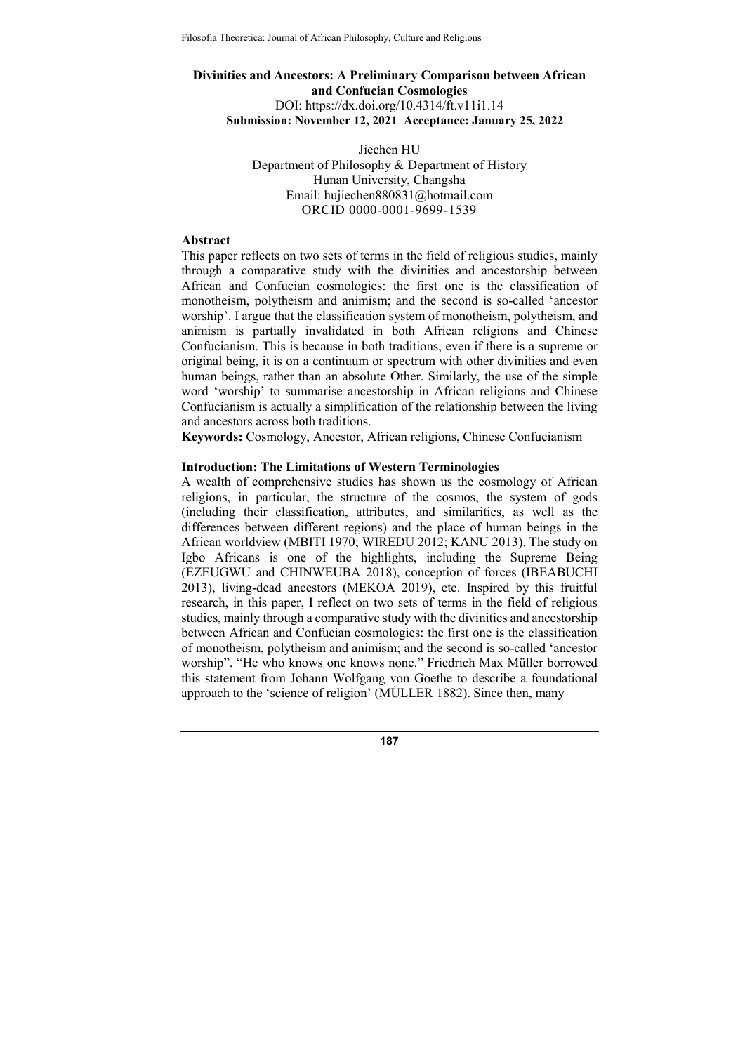# Divinities and Ancestors: A Preliminary Comparison between African and Confucian Cosmologies

DOI: https://dx.doi.org/10.4314/ft.v11i1.14

**Submission: November 12, 2021 Acceptance: January 25, 2022**

Jiechen HU
Department of Philosophy & Department of History
Hunan University, Changsha
Email: hujiechen880831@hotmail.com
ORCID 0000-0001-9699-1539

## Abstract

This paper reflects on two sets of terms in the field of religious studies, mainly through a comparative study with the divinities and ancestorship between African and Confucian cosmologies: the first one is the classification of monotheism, polytheism and animism; and the second is so-called 'ancestor worship'. I argue that the classification system of monotheism, polytheism, and animism is partially invalidated in both African religions and Chinese Confucianism. This is because in both traditions, even if there is a supreme or original being, it is on a continuum or spectrum with other divinities and even human beings, rather than an absolute Other. Similarly, the use of the simple word 'worship' to summarise ancestorship in African religions and Chinese Confucianism is actually a simplification of the relationship between the living and ancestors across both traditions.

**Keywords:** Cosmology, Ancestor, African religions, Chinese Confucianism

## Introduction: The Limitations of Western Terminologies

A wealth of comprehensive studies has shown us the cosmology of African religions, in particular, the structure of the cosmos, the system of gods (including their classification, attributes, and similarities, as well as the differences between different regions) and the place of human beings in the African worldview (MBITI 1970; WIREDU 2012; KANU 2013). The study on Igbo Africans is one of the highlights, including the Supreme Being (EZEUGWU and CHINWEUBA 2018), conception of forces (IBEABUCHI 2013), living-dead ancestors (MEKOA 2019), etc. Inspired by this fruitful research, in this paper, I reflect on two sets of terms in the field of religious studies, mainly through a comparative study with the divinities and ancestorship between African and Confucian cosmologies: the first one is the classification of monotheism, polytheism and animism; and the second is so-called 'ancestor worship". "He who knows one knows none." Friedrich Max Müller borrowed this statement from Johann Wolfgang von Goethe to describe a foundational approach to the 'science of religion' (MÜLLER 1882). Since then, many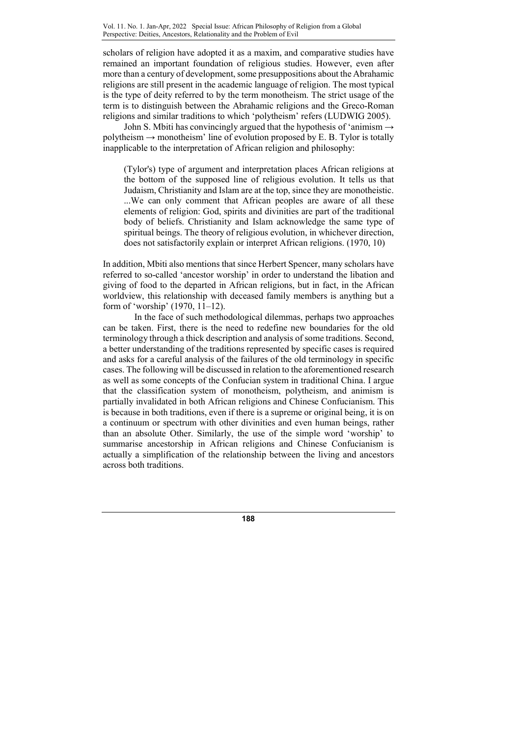scholars of religion have adopted it as a maxim, and comparative studies have remained an important foundation of religious studies. However, even after more than a century of development, some presuppositions about the Abrahamic religions are still present in the academic language of religion. The most typical is the type of deity referred to by the term monotheism. The strict usage of the term is to distinguish between the Abrahamic religions and the Greco-Roman religions and similar traditions to which 'polytheism' refers (LUDWIG 2005).

John S. Mbiti has convincingly argued that the hypothesis of 'animism → polytheism → monotheism' line of evolution proposed by E. B. Tylor is totally inapplicable to the interpretation of African religion and philosophy:

> (Tylor's) type of argument and interpretation places African religions at the bottom of the supposed line of religious evolution. It tells us that Judaism, Christianity and Islam are at the top, since they are monotheistic. ...We can only comment that African peoples are aware of all these elements of religion: God, spirits and divinities are part of the traditional body of beliefs. Christianity and Islam acknowledge the same type of spiritual beings. The theory of religious evolution, in whichever direction, does not satisfactorily explain or interpret African religions. (1970, 10)

In addition, Mbiti also mentions that since Herbert Spencer, many scholars have referred to so-called 'ancestor worship' in order to understand the libation and giving of food to the departed in African religions, but in fact, in the African worldview, this relationship with deceased family members is anything but a form of 'worship' (1970, 11–12).

In the face of such methodological dilemmas, perhaps two approaches can be taken. First, there is the need to redefine new boundaries for the old terminology through a thick description and analysis of some traditions. Second, a better understanding of the traditions represented by specific cases is required and asks for a careful analysis of the failures of the old terminology in specific cases. The following will be discussed in relation to the aforementioned research as well as some concepts of the Confucian system in traditional China. I argue that the classification system of monotheism, polytheism, and animism is partially invalidated in both African religions and Chinese Confucianism. This is because in both traditions, even if there is a supreme or original being, it is on a continuum or spectrum with other divinities and even human beings, rather than an absolute Other. Similarly, the use of the simple word 'worship' to summarise ancestorship in African religions and Chinese Confucianism is actually a simplification of the relationship between the living and ancestors across both traditions.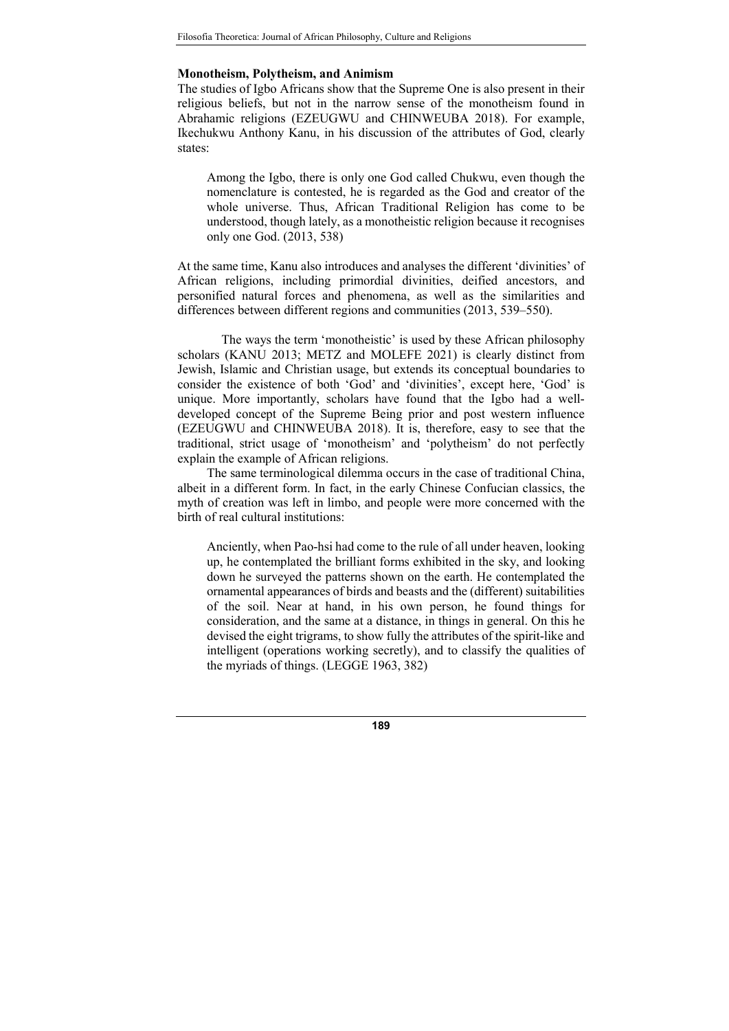### Monotheism, Polytheism, and Animism

The studies of Igbo Africans show that the Supreme One is also present in their religious beliefs, but not in the narrow sense of the monotheism found in Abrahamic religions (EZEUGWU and CHINWEUBA 2018). For example, Ikechukwu Anthony Kanu, in his discussion of the attributes of God, clearly states:

> Among the Igbo, there is only one God called Chukwu, even though the nomenclature is contested, he is regarded as the God and creator of the whole universe. Thus, African Traditional Religion has come to be understood, though lately, as a monotheistic religion because it recognises only one God. (2013, 538)

At the same time, Kanu also introduces and analyses the different 'divinities' of African religions, including primordial divinities, deified ancestors, and personified natural forces and phenomena, as well as the similarities and differences between different regions and communities (2013, 539–550).

The ways the term 'monotheistic' is used by these African philosophy scholars (KANU 2013; METZ and MOLEFE 2021) is clearly distinct from Jewish, Islamic and Christian usage, but extends its conceptual boundaries to consider the existence of both 'God' and 'divinities', except here, 'God' is unique. More importantly, scholars have found that the Igbo had a well-developed concept of the Supreme Being prior and post western influence (EZEUGWU and CHINWEUBA 2018). It is, therefore, easy to see that the traditional, strict usage of 'monotheism' and 'polytheism' do not perfectly explain the example of African religions.

The same terminological dilemma occurs in the case of traditional China, albeit in a different form. In fact, in the early Chinese Confucian classics, the myth of creation was left in limbo, and people were more concerned with the birth of real cultural institutions:

> Anciently, when Pao-hsi had come to the rule of all under heaven, looking up, he contemplated the brilliant forms exhibited in the sky, and looking down he surveyed the patterns shown on the earth. He contemplated the ornamental appearances of birds and beasts and the (different) suitabilities of the soil. Near at hand, in his own person, he found things for consideration, and the same at a distance, in things in general. On this he devised the eight trigrams, to show fully the attributes of the spirit-like and intelligent (operations working secretly), and to classify the qualities of the myriads of things. (LEGGE 1963, 382)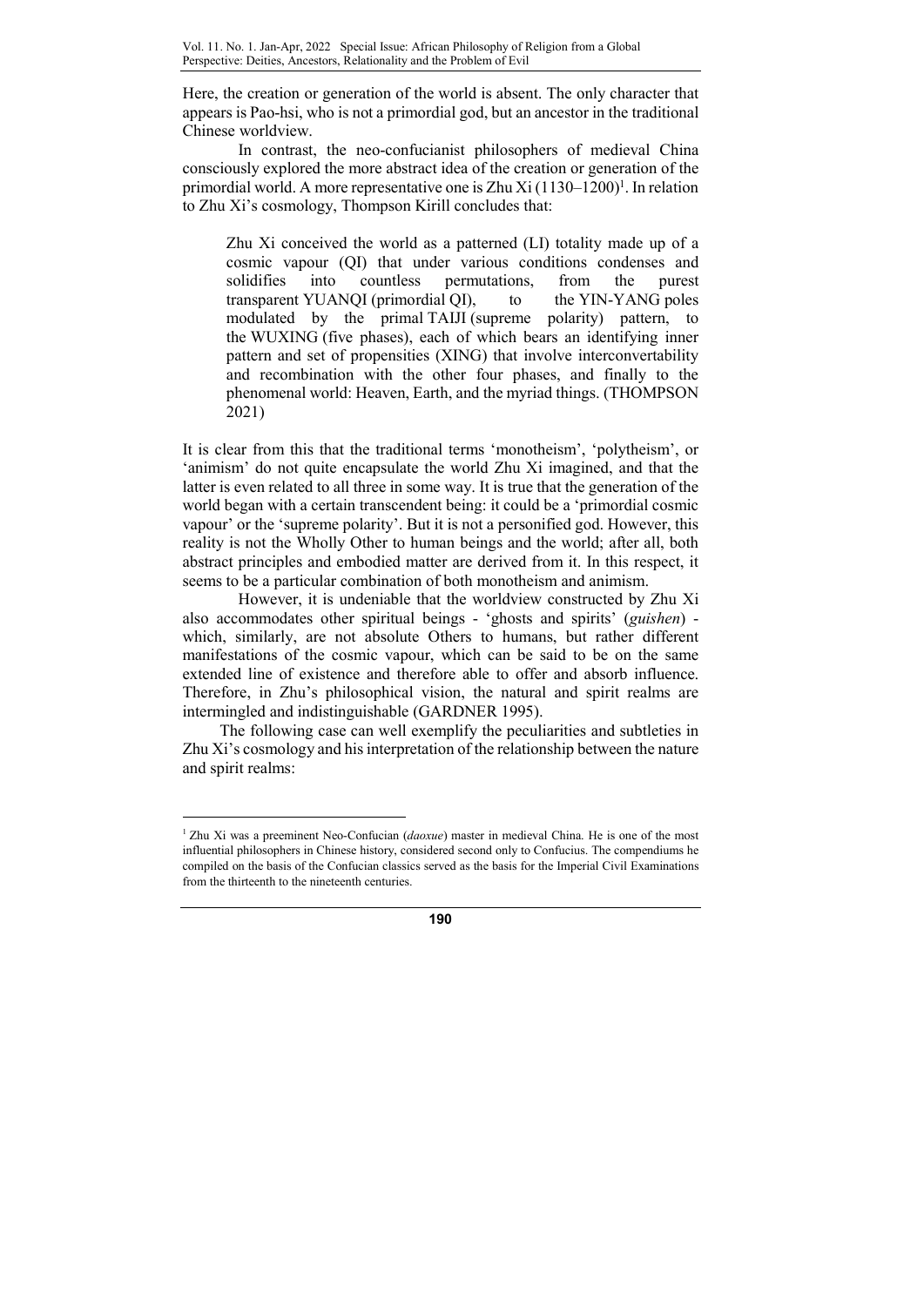Here, the creation or generation of the world is absent. The only character that appears is Pao-hsi, who is not a primordial god, but an ancestor in the traditional Chinese worldview.

In contrast, the neo-confucianist philosophers of medieval China consciously explored the more abstract idea of the creation or generation of the primordial world. A more representative one is Zhu Xi (1130–1200)[1]. In relation to Zhu Xi's cosmology, Thompson Kirill concludes that:

> Zhu Xi conceived the world as a patterned (LI) totality made up of a cosmic vapour (QI) that under various conditions condenses and solidifies into countless permutations, from the purest transparent YUANQI (primordial QI), to the YIN-YANG poles modulated by the primal TAIJI (supreme polarity) pattern, to the WUXING (five phases), each of which bears an identifying inner pattern and set of propensities (XING) that involve interconvertability and recombination with the other four phases, and finally to the phenomenal world: Heaven, Earth, and the myriad things. (THOMPSON 2021)

It is clear from this that the traditional terms 'monotheism', 'polytheism', or 'animism' do not quite encapsulate the world Zhu Xi imagined, and that the latter is even related to all three in some way. It is true that the generation of the world began with a certain transcendent being: it could be a 'primordial cosmic vapour' or the 'supreme polarity'. But it is not a personified god. However, this reality is not the Wholly Other to human beings and the world; after all, both abstract principles and embodied matter are derived from it. In this respect, it seems to be a particular combination of both monotheism and animism.

However, it is undeniable that the worldview constructed by Zhu Xi also accommodates other spiritual beings - 'ghosts and spirits' (*guishen*) - which, similarly, are not absolute Others to humans, but rather different manifestations of the cosmic vapour, which can be said to be on the same extended line of existence and therefore able to offer and absorb influence. Therefore, in Zhu's philosophical vision, the natural and spirit realms are intermingled and indistinguishable (GARDNER 1995).

The following case can well exemplify the peculiarities and subtleties in Zhu Xi's cosmology and his interpretation of the relationship between the nature and spirit realms:

---

[1] Zhu Xi was a preeminent Neo-Confucian (*daoxue*) master in medieval China. He is one of the most influential philosophers in Chinese history, considered second only to Confucius. The compendiums he compiled on the basis of the Confucian classics served as the basis for the Imperial Civil Examinations from the thirteenth to the nineteenth centuries.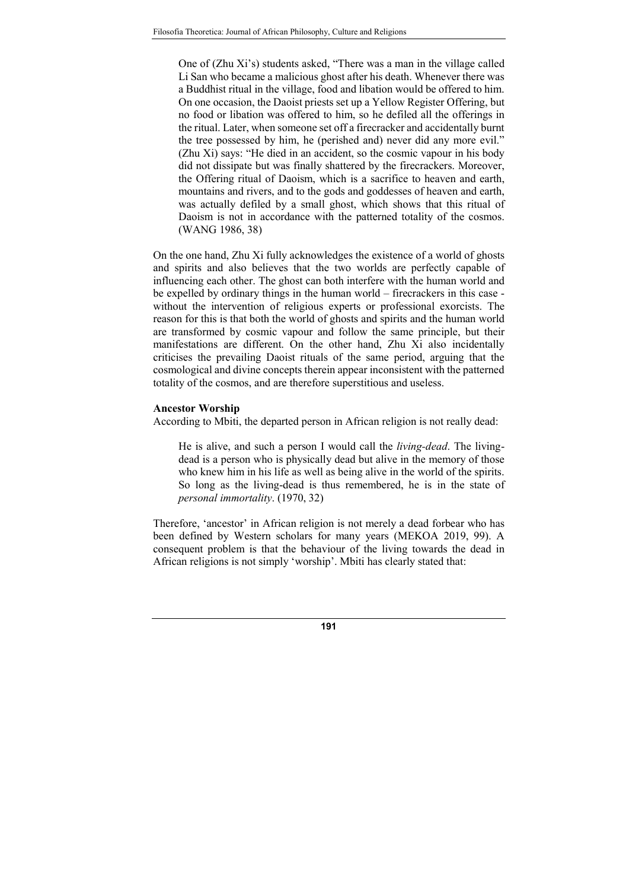> One of (Zhu Xi's) students asked, "There was a man in the village called Li San who became a malicious ghost after his death. Whenever there was a Buddhist ritual in the village, food and libation would be offered to him. On one occasion, the Daoist priests set up a Yellow Register Offering, but no food or libation was offered to him, so he defiled all the offerings in the ritual. Later, when someone set off a firecracker and accidentally burnt the tree possessed by him, he (perished and) never did any more evil." (Zhu Xi) says: "He died in an accident, so the cosmic vapour in his body did not dissipate but was finally shattered by the firecrackers. Moreover, the Offering ritual of Daoism, which is a sacrifice to heaven and earth, mountains and rivers, and to the gods and goddesses of heaven and earth, was actually defiled by a small ghost, which shows that this ritual of Daoism is not in accordance with the patterned totality of the cosmos. (WANG 1986, 38)

On the one hand, Zhu Xi fully acknowledges the existence of a world of ghosts and spirits and also believes that the two worlds are perfectly capable of influencing each other. The ghost can both interfere with the human world and be expelled by ordinary things in the human world – firecrackers in this case - without the intervention of religious experts or professional exorcists. The reason for this is that both the world of ghosts and spirits and the human world are transformed by cosmic vapour and follow the same principle, but their manifestations are different. On the other hand, Zhu Xi also incidentally criticises the prevailing Daoist rituals of the same period, arguing that the cosmological and divine concepts therein appear inconsistent with the patterned totality of the cosmos, and are therefore superstitious and useless.

**Ancestor Worship**

According to Mbiti, the departed person in African religion is not really dead:

> He is alive, and such a person I would call the *living-dead*. The living-dead is a person who is physically dead but alive in the memory of those who knew him in his life as well as being alive in the world of the spirits. So long as the living-dead is thus remembered, he is in the state of *personal immortality*. (1970, 32)

Therefore, 'ancestor' in African religion is not merely a dead forbear who has been defined by Western scholars for many years (MEKOA 2019, 99). A consequent problem is that the behaviour of the living towards the dead in African religions is not simply 'worship'. Mbiti has clearly stated that: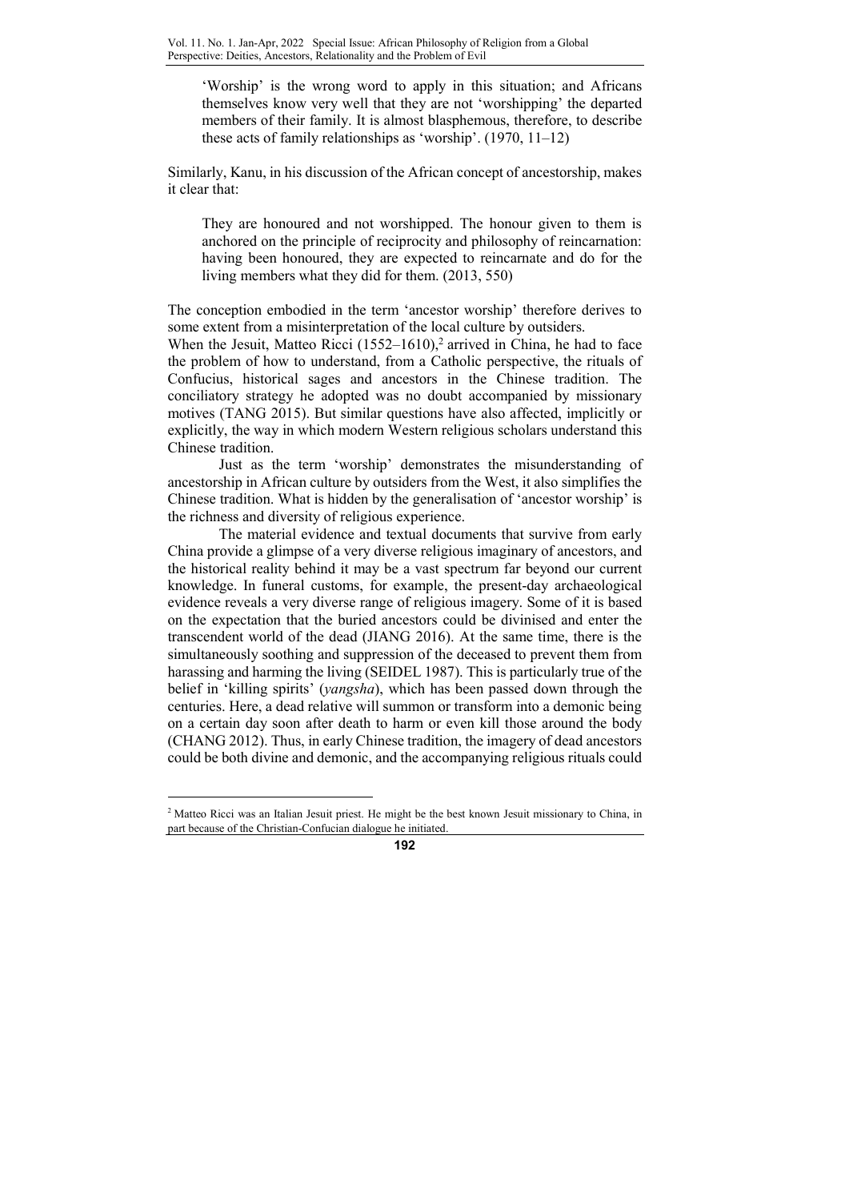> 'Worship' is the wrong word to apply in this situation; and Africans themselves know very well that they are not 'worshipping' the departed members of their family. It is almost blasphemous, therefore, to describe these acts of family relationships as 'worship'. (1970, 11–12)

Similarly, Kanu, in his discussion of the African concept of ancestorship, makes it clear that:

> They are honoured and not worshipped. The honour given to them is anchored on the principle of reciprocity and philosophy of reincarnation: having been honoured, they are expected to reincarnate and do for the living members what they did for them. (2013, 550)

The conception embodied in the term 'ancestor worship' therefore derives to some extent from a misinterpretation of the local culture by outsiders.

When the Jesuit, Matteo Ricci (1552–1610),[2] arrived in China, he had to face the problem of how to understand, from a Catholic perspective, the rituals of Confucius, historical sages and ancestors in the Chinese tradition. The conciliatory strategy he adopted was no doubt accompanied by missionary motives (TANG 2015). But similar questions have also affected, implicitly or explicitly, the way in which modern Western religious scholars understand this Chinese tradition.

Just as the term 'worship' demonstrates the misunderstanding of ancestorship in African culture by outsiders from the West, it also simplifies the Chinese tradition. What is hidden by the generalisation of 'ancestor worship' is the richness and diversity of religious experience.

The material evidence and textual documents that survive from early China provide a glimpse of a very diverse religious imaginary of ancestors, and the historical reality behind it may be a vast spectrum far beyond our current knowledge. In funeral customs, for example, the present-day archaeological evidence reveals a very diverse range of religious imagery. Some of it is based on the expectation that the buried ancestors could be divinised and enter the transcendent world of the dead (JIANG 2016). At the same time, there is the simultaneously soothing and suppression of the deceased to prevent them from harassing and harming the living (SEIDEL 1987). This is particularly true of the belief in 'killing spirits' (*yangsha*), which has been passed down through the centuries. Here, a dead relative will summon or transform into a demonic being on a certain day soon after death to harm or even kill those around the body (CHANG 2012). Thus, in early Chinese tradition, the imagery of dead ancestors could be both divine and demonic, and the accompanying religious rituals could

[2] Matteo Ricci was an Italian Jesuit priest. He might be the best known Jesuit missionary to China, in part because of the Christian-Confucian dialogue he initiated.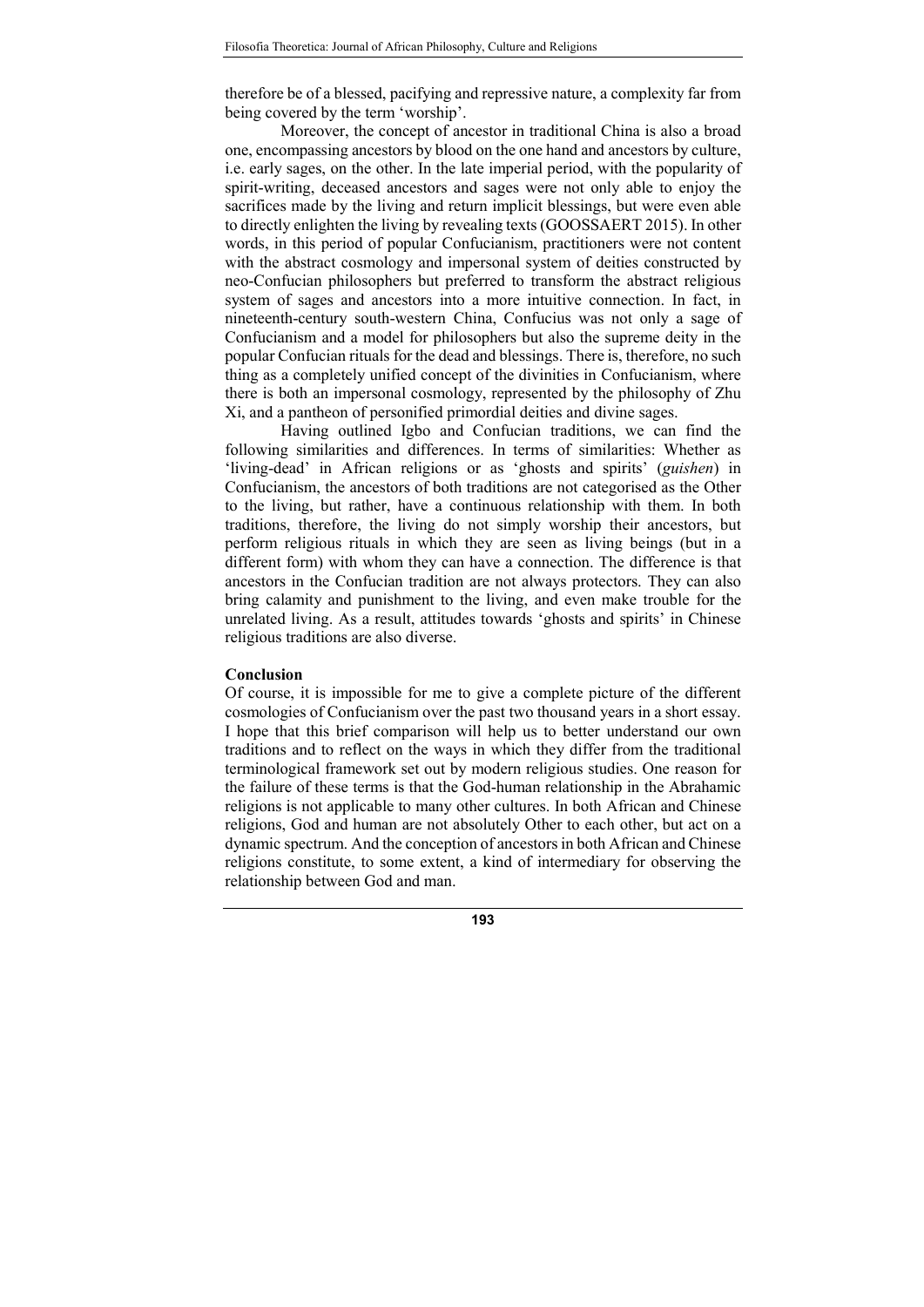therefore be of a blessed, pacifying and repressive nature, a complexity far from being covered by the term 'worship'.

Moreover, the concept of ancestor in traditional China is also a broad one, encompassing ancestors by blood on the one hand and ancestors by culture, i.e. early sages, on the other. In the late imperial period, with the popularity of spirit-writing, deceased ancestors and sages were not only able to enjoy the sacrifices made by the living and return implicit blessings, but were even able to directly enlighten the living by revealing texts (GOOSSAERT 2015). In other words, in this period of popular Confucianism, practitioners were not content with the abstract cosmology and impersonal system of deities constructed by neo-Confucian philosophers but preferred to transform the abstract religious system of sages and ancestors into a more intuitive connection. In fact, in nineteenth-century south-western China, Confucius was not only a sage of Confucianism and a model for philosophers but also the supreme deity in the popular Confucian rituals for the dead and blessings. There is, therefore, no such thing as a completely unified concept of the divinities in Confucianism, where there is both an impersonal cosmology, represented by the philosophy of Zhu Xi, and a pantheon of personified primordial deities and divine sages.

Having outlined Igbo and Confucian traditions, we can find the following similarities and differences. In terms of similarities: Whether as 'living-dead' in African religions or as 'ghosts and spirits' (*guishen*) in Confucianism, the ancestors of both traditions are not categorised as the Other to the living, but rather, have a continuous relationship with them. In both traditions, therefore, the living do not simply worship their ancestors, but perform religious rituals in which they are seen as living beings (but in a different form) with whom they can have a connection. The difference is that ancestors in the Confucian tradition are not always protectors. They can also bring calamity and punishment to the living, and even make trouble for the unrelated living. As a result, attitudes towards 'ghosts and spirits' in Chinese religious traditions are also diverse.

## Conclusion

Of course, it is impossible for me to give a complete picture of the different cosmologies of Confucianism over the past two thousand years in a short essay. I hope that this brief comparison will help us to better understand our own traditions and to reflect on the ways in which they differ from the traditional terminological framework set out by modern religious studies. One reason for the failure of these terms is that the God-human relationship in the Abrahamic religions is not applicable to many other cultures. In both African and Chinese religions, God and human are not absolutely Other to each other, but act on a dynamic spectrum. And the conception of ancestors in both African and Chinese religions constitute, to some extent, a kind of intermediary for observing the relationship between God and man.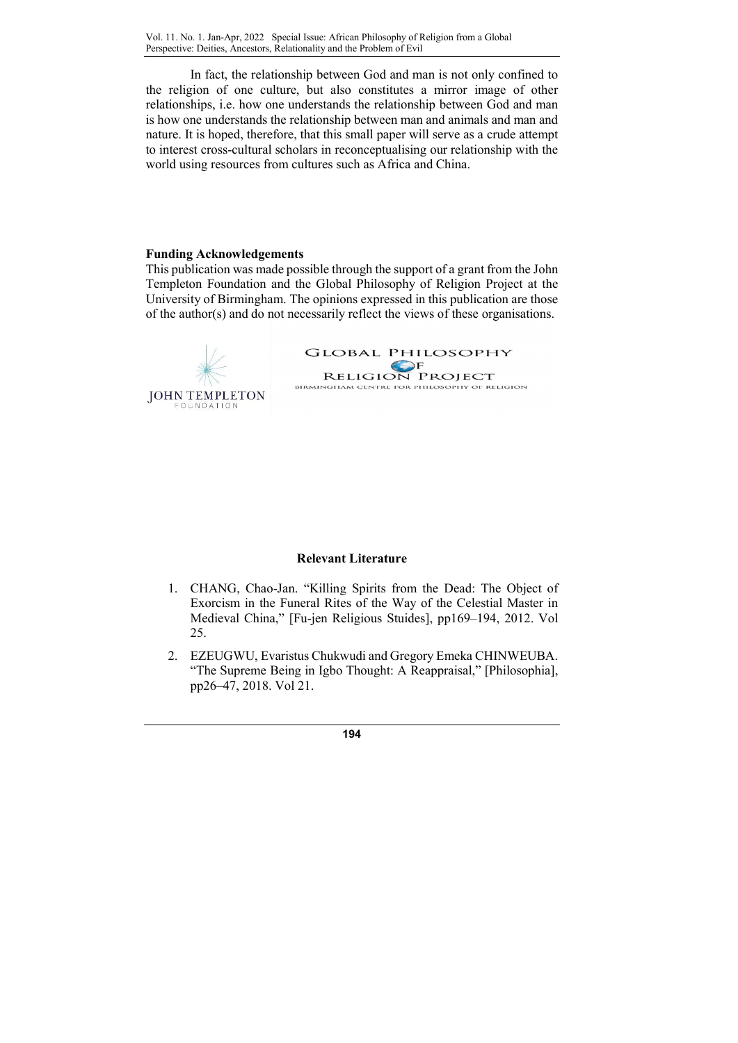In fact, the relationship between God and man is not only confined to the religion of one culture, but also constitutes a mirror image of other relationships, i.e. how one understands the relationship between God and man is how one understands the relationship between man and animals and man and nature. It is hoped, therefore, that this small paper will serve as a crude attempt to interest cross-cultural scholars in reconceptualising our relationship with the world using resources from cultures such as Africa and China.

**Funding Acknowledgements**

This publication was made possible through the support of a grant from the John Templeton Foundation and the Global Philosophy of Religion Project at the University of Birmingham. The opinions expressed in this publication are those of the author(s) and do not necessarily reflect the views of these organisations.

JOHN TEMPLETON FOUNDATION

GLOBAL PHILOSOPHY OF RELIGION PROJECT
BIRMINGHAM CENTRE FOR PHILOSOPHY OF RELIGION

**Relevant Literature**

1. CHANG, Chao-Jan. "Killing Spirits from the Dead: The Object of Exorcism in the Funeral Rites of the Way of the Celestial Master in Medieval China," [Fu-jen Religious Stuides], pp169–194, 2012. Vol 25.

2. EZEUGWU, Evaristus Chukwudi and Gregory Emeka CHINWEUBA. "The Supreme Being in Igbo Thought: A Reappraisal," [Philosophia], pp26–47, 2018. Vol 21.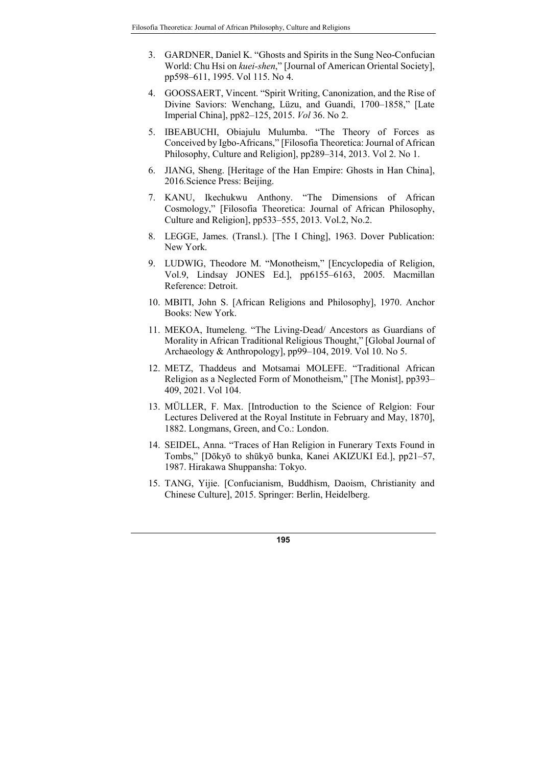3. GARDNER, Daniel K. "Ghosts and Spirits in the Sung Neo-Confucian World: Chu Hsi on *kuei-shen*," [Journal of American Oriental Society], pp598–611, 1995. Vol 115. No 4.

4. GOOSSAERT, Vincent. "Spirit Writing, Canonization, and the Rise of Divine Saviors: Wenchang, Lüzu, and Guandi, 1700–1858," [Late Imperial China], pp82–125, 2015. *Vol* 36. No 2.

5. IBEABUCHI, Obiajulu Mulumba. "The Theory of Forces as Conceived by Igbo-Africans," [Filosofia Theoretica: Journal of African Philosophy, Culture and Religion], pp289–314, 2013. Vol 2. No 1.

6. JIANG, Sheng. [Heritage of the Han Empire: Ghosts in Han China], 2016*.*Science Press: Beijing.

7. KANU, Ikechukwu Anthony. "The Dimensions of African Cosmology," [Filosofia Theoretica: Journal of African Philosophy, Culture and Religion], pp533–555, 2013. Vol.2, No.2.

8. LEGGE, James. (Transl.). [The I Ching], 1963. Dover Publication: New York.

9. LUDWIG, Theodore M. "Monotheism," [Encyclopedia of Religion, Vol.9, Lindsay JONES Ed.], pp6155–6163, 2005. Macmillan Reference: Detroit.

10. MBITI, John S. [African Religions and Philosophy], 1970. Anchor Books: New York.

11. MEKOA, Itumeleng. "The Living-Dead/ Ancestors as Guardians of Morality in African Traditional Religious Thought," [Global Journal of Archaeology & Anthropology], pp99–104, 2019. Vol 10. No 5.

12. METZ, Thaddeus and Motsamai MOLEFE. "Traditional African Religion as a Neglected Form of Monotheism," [The Monist], pp393–409, 2021. Vol 104.

13. MÜLLER, F. Max. [Introduction to the Science of Relgion: Four Lectures Delivered at the Royal Institute in February and May, 1870], 1882. Longmans, Green, and Co.: London.

14. SEIDEL, Anna. "Traces of Han Religion in Funerary Texts Found in Tombs," [Dōkyō to shūkyō bunka, Kanei AKIZUKI Ed.], pp21–57, 1987. Hirakawa Shuppansha: Tokyo.

15. TANG, Yijie. [Confucianism, Buddhism, Daoism, Christianity and Chinese Culture], 2015. Springer: Berlin, Heidelberg.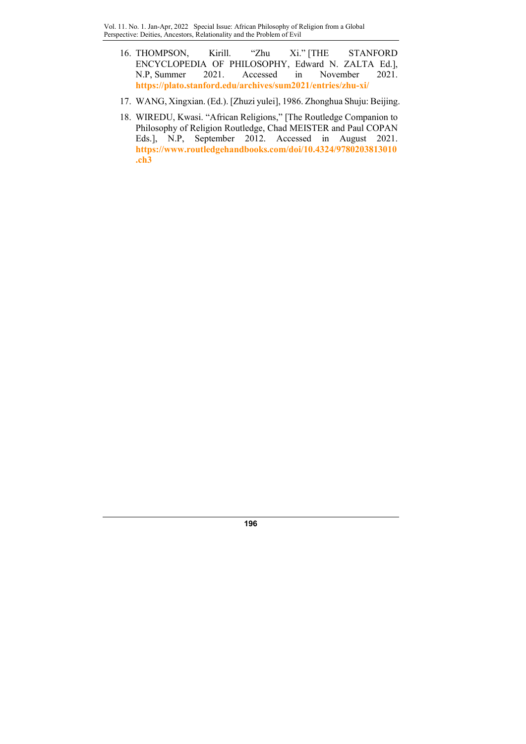16. THOMPSON, Kirill. "Zhu Xi." [THE STANFORD ENCYCLOPEDIA OF PHILOSOPHY, Edward N. ZALTA Ed.], N.P, Summer 2021. Accessed in November 2021. **https://plato.stanford.edu/archives/sum2021/entries/zhu-xi/**

17. WANG, Xingxian. (Ed.). [Zhuzi yulei], 1986. Zhonghua Shuju: Beijing.

18. WIREDU, Kwasi. "African Religions," [The Routledge Companion to Philosophy of Religion Routledge, Chad MEISTER and Paul COPAN Eds.], N.P, September 2012. Accessed in August 2021. **https://www.routledgehandbooks.com/doi/10.4324/9780203813010.ch3**